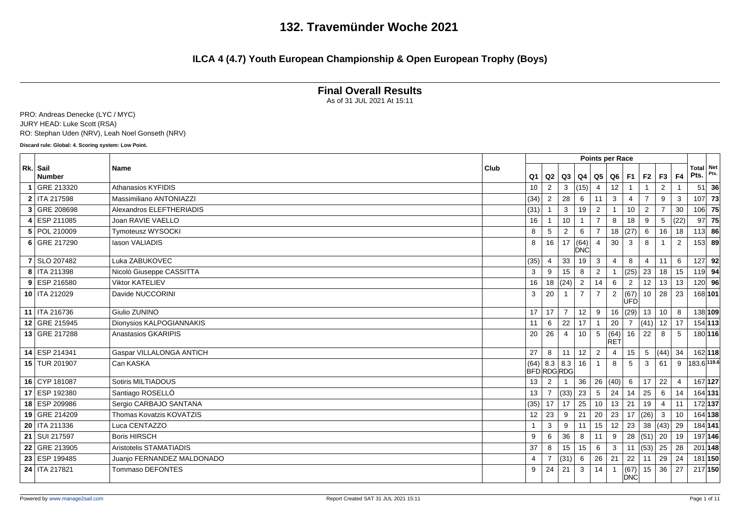# 132. Travemünder Woche 2021

## ILCA 4 (4.7) Youth European Championship & Open European Trophy (Boys)

### Final Overall Results

As of 31 JUL 2021 At 15:11

PRO: Andreas Denecke (LYC / MYC)
JURY HEAD: Luke Scott (RSA)
RO: Stephan Uden (NRV), Leah Noel Gonseth (NRV)

**Discard rule: Global: 4. Scoring system: Low Point.**

| Rk. | Sail Number | Name | Club | Q1 | Q2 | Q3 | Q4 | Q5 | Q6 | F1 | F2 | F3 | F4 | Total Pts. | Net Pts. |
|---|---|---|---|---|---|---|---|---|---|---|---|---|---|---|---|
| | | | | Points per Race | | | | | | | | | | | |
| 1 | GRE 213320 | Athanasios KYFIDIS | | 10 | 2 | 3 | (15) | 4 | 12 | 1 | 1 | 2 | 1 | 51 | **36** |
| 2 | ITA 217598 | Massimiliano ANTONIAZZI | | (34) | 2 | 28 | 6 | 11 | 3 | 4 | 7 | 9 | 3 | 107 | **73** |
| 3 | GRE 208698 | Alexandros ELEFTHERIADIS | | (31) | 1 | 3 | 19 | 2 | 1 | 10 | 2 | 7 | 30 | 106 | **75** |
| 4 | ESP 211085 | Joan RAVIE VAELLO | | 16 | 1 | 10 | 1 | 7 | 8 | 18 | 9 | 5 | (22) | 97 | **75** |
| 5 | POL 210009 | Tymoteusz WYSOCKI | | 8 | 5 | 2 | 6 | 7 | 18 | (27) | 6 | 16 | 18 | 113 | **86** |
| 6 | GRE 217290 | Iason VALIADIS | | 8 | 16 | 17 | (64) DNC | 4 | 30 | 3 | 8 | 1 | 2 | 153 | **89** |
| 7 | SLO 207482 | Luka ZABUKOVEC | | (35) | 4 | 33 | 19 | 3 | 4 | 8 | 4 | 11 | 6 | 127 | **92** |
| 8 | ITA 211398 | Nicolò Giuseppe CASSITTA | | 3 | 9 | 15 | 8 | 2 | 1 | (25) | 23 | 18 | 15 | 119 | **94** |
| 9 | ESP 216580 | Viktor KATELIEV | | 16 | 18 | (24) | 2 | 14 | 6 | 2 | 12 | 13 | 13 | 120 | **96** |
| 10 | ITA 212029 | Davide NUCCORINI | | 3 | 20 | 1 | 7 | 7 | 2 | (67) UFD | 10 | 28 | 23 | 168 | **101** |
| 11 | ITA 216736 | Giulio ZUNINO | | 17 | 17 | 7 | 12 | 9 | 16 | (29) | 13 | 10 | 8 | 138 | **109** |
| 12 | GRE 215945 | Dionysios KALPOGIANNAKIS | | 11 | 6 | 22 | 17 | 1 | 20 | 7 | (41) | 12 | 17 | 154 | **113** |
| 13 | GRE 217288 | Anastasios GKARIPIS | | 20 | 26 | 4 | 10 | 5 | (64) RET | 16 | 22 | 8 | 5 | 180 | **116** |
| 14 | ESP 214341 | Gaspar VILLALONGA ANTICH | | 27 | 8 | 11 | 12 | 2 | 4 | 15 | 5 | (44) | 34 | 162 | **118** |
| 15 | TUR 201907 | Can KASKA | | (64) BFD | 8.3 RDG | 8.3 RDG | 16 | 1 | 8 | 5 | 3 | 61 | 9 | 183.6 | **119.6** |
| 16 | CYP 181087 | Sotiris MILTIADOUS | | 13 | 2 | 1 | 36 | 26 | (40) | 6 | 17 | 22 | 4 | 167 | **127** |
| 17 | ESP 192380 | Santiago ROSELLÓ | | 13 | 7 | (33) | 23 | 5 | 24 | 14 | 25 | 6 | 14 | 164 | **131** |
| 18 | ESP 209986 | Sergio CARBAJO SANTANA | | (35) | 17 | 17 | 25 | 10 | 13 | 21 | 19 | 4 | 11 | 172 | **137** |
| 19 | GRE 214209 | Thomas Kovatzis KOVATZIS | | 12 | 23 | 9 | 21 | 20 | 23 | 17 | (26) | 3 | 10 | 164 | **138** |
| 20 | ITA 211336 | Luca CENTAZZO | | 1 | 3 | 9 | 11 | 15 | 12 | 23 | 38 | (43) | 29 | 184 | **141** |
| 21 | SUI 217597 | Boris HIRSCH | | 9 | 6 | 36 | 8 | 11 | 9 | 28 | (51) | 20 | 19 | 197 | **146** |
| 22 | GRE 213905 | Aristotelis STAMATIADIS | | 37 | 8 | 15 | 15 | 6 | 3 | 11 | (53) | 25 | 28 | 201 | **148** |
| 23 | ESP 199485 | Juanjo FERNANDEZ MALDONADO | | 4 | 7 | (31) | 6 | 26 | 21 | 22 | 11 | 29 | 24 | 181 | **150** |
| 24 | ITA 217821 | Tommaso DEFONTES | | 9 | 24 | 21 | 3 | 14 | 1 | (67) DNC | 15 | 36 | 27 | 217 | **150** |

Powered by www.manage2sail.com

Report Created SAT 31 JUL 2021 15:11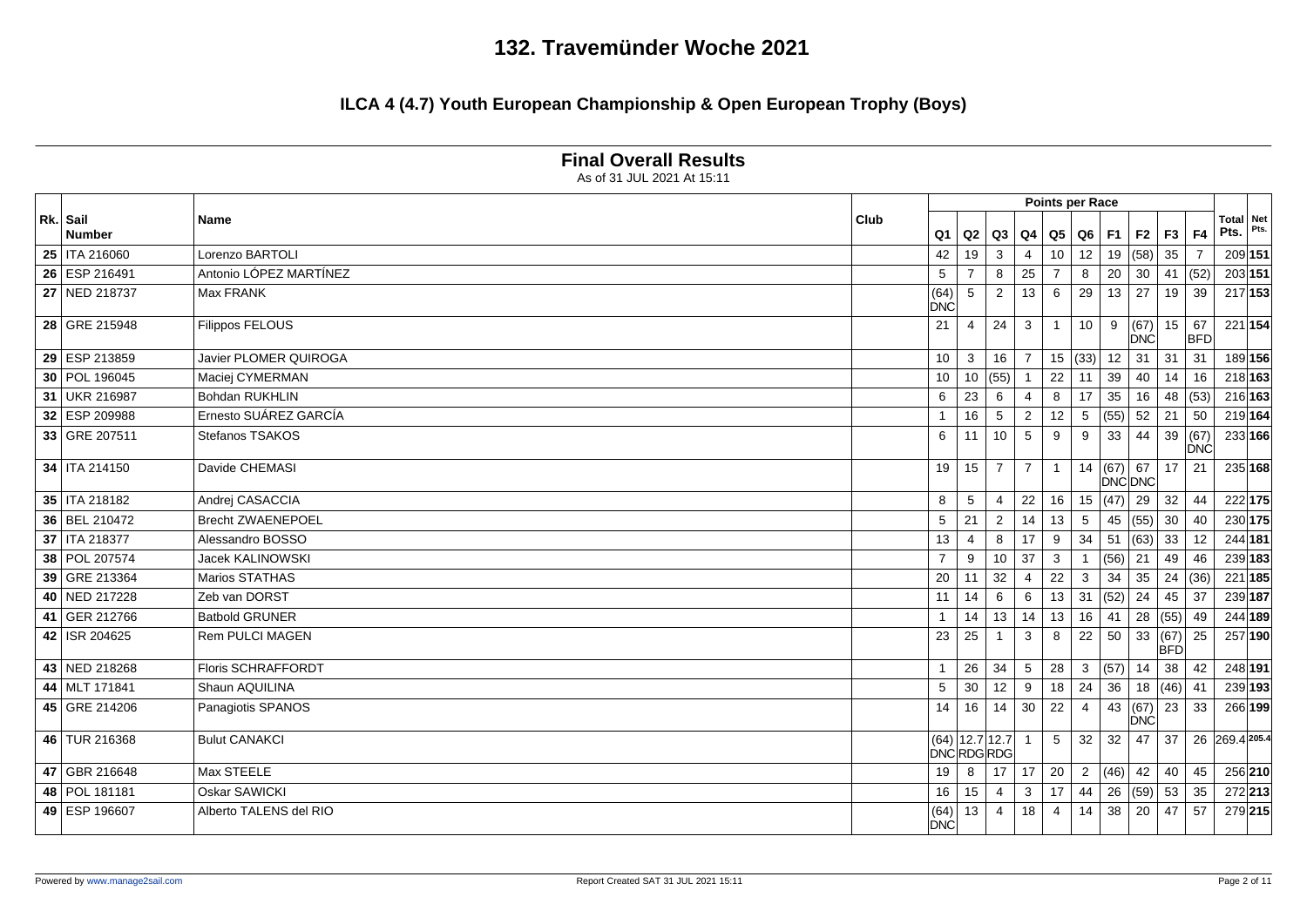# 132. Travemünder Woche 2021

## ILCA 4 (4.7) Youth European Championship & Open European Trophy (Boys)

### Final Overall Results

As of 31 JUL 2021 At 15:11

| Rk. | Sail Number | Name | Club | Q1 | Q2 | Q3 | Q4 | Q5 | Q6 | F1 | F2 | F3 | F4 | Total Pts. | Net Pts. |
|---|---|---|---|---|---|---|---|---|---|---|---|---|---|---|---|
| 25 | ITA 216060 | Lorenzo BARTOLI | | 42 | 19 | 3 | 4 | 10 | 12 | 19 | (58) | 35 | 7 | 209 | **151** |
| 26 | ESP 216491 | Antonio LÓPEZ MARTÍNEZ | | 5 | 7 | 8 | 25 | 7 | 8 | 20 | 30 | 41 | (52) | 203 | **151** |
| 27 | NED 218737 | Max FRANK | | (64) DNC | 5 | 2 | 13 | 6 | 29 | 13 | 27 | 19 | 39 | 217 | **153** |
| 28 | GRE 215948 | Filippos FELOUS | | 21 | 4 | 24 | 3 | 1 | 10 | 9 | (67) DNC | 15 | 67 BFD | 221 | **154** |
| 29 | ESP 213859 | Javier PLOMER QUIROGA | | 10 | 3 | 16 | 7 | 15 | (33) | 12 | 31 | 31 | 31 | 189 | **156** |
| 30 | POL 196045 | Maciej CYMERMAN | | 10 | 10 | (55) | 1 | 22 | 11 | 39 | 40 | 14 | 16 | 218 | **163** |
| 31 | UKR 216987 | Bohdan RUKHLIN | | 6 | 23 | 6 | 4 | 8 | 17 | 35 | 16 | 48 | (53) | 216 | **163** |
| 32 | ESP 209988 | Ernesto SUÁREZ GARCÍA | | 1 | 16 | 5 | 2 | 12 | 5 | (55) | 52 | 21 | 50 | 219 | **164** |
| 33 | GRE 207511 | Stefanos TSAKOS | | 6 | 11 | 10 | 5 | 9 | 9 | 33 | 44 | 39 | (67) DNC | 233 | **166** |
| 34 | ITA 214150 | Davide CHEMASI | | 19 | 15 | 7 | 7 | 1 | 14 | (67) DNC | 67 DNC | 17 | 21 | 235 | **168** |
| 35 | ITA 218182 | Andrej CASACCIA | | 8 | 5 | 4 | 22 | 16 | 15 | (47) | 29 | 32 | 44 | 222 | **175** |
| 36 | BEL 210472 | Brecht ZWAENEPOEL | | 5 | 21 | 2 | 14 | 13 | 5 | 45 | (55) | 30 | 40 | 230 | **175** |
| 37 | ITA 218377 | Alessandro BOSSO | | 13 | 4 | 8 | 17 | 9 | 34 | 51 | (63) | 33 | 12 | 244 | **181** |
| 38 | POL 207574 | Jacek KALINOWSKI | | 7 | 9 | 10 | 37 | 3 | 1 | (56) | 21 | 49 | 46 | 239 | **183** |
| 39 | GRE 213364 | Marios STATHAS | | 20 | 11 | 32 | 4 | 22 | 3 | 34 | 35 | 24 | (36) | 221 | **185** |
| 40 | NED 217228 | Zeb van DORST | | 11 | 14 | 6 | 6 | 13 | 31 | (52) | 24 | 45 | 37 | 239 | **187** |
| 41 | GER 212766 | Batbold GRUNER | | 1 | 14 | 13 | 14 | 13 | 16 | 41 | 28 | (55) | 49 | 244 | **189** |
| 42 | ISR 204625 | Rem PULCI MAGEN | | 23 | 25 | 1 | 3 | 8 | 22 | 50 | 33 | (67) BFD | 25 | 257 | **190** |
| 43 | NED 218268 | Floris SCHRAFFORDT | | 1 | 26 | 34 | 5 | 28 | 3 | (57) | 14 | 38 | 42 | 248 | **191** |
| 44 | MLT 171841 | Shaun AQUILINA | | 5 | 30 | 12 | 9 | 18 | 24 | 36 | 18 | (46) | 41 | 239 | **193** |
| 45 | GRE 214206 | Panagiotis SPANOS | | 14 | 16 | 14 | 30 | 22 | 4 | 43 | (67) DNC | 23 | 33 | 266 | **199** |
| 46 | TUR 216368 | Bulut CANAKCI | | (64) DNC | 12.7 RDG | 12.7 RDG | 1 | 5 | 32 | 32 | 47 | 37 | 26 | 269.4 | **205.4** |
| 47 | GBR 216648 | Max STEELE | | 19 | 8 | 17 | 17 | 20 | 2 | (46) | 42 | 40 | 45 | 256 | **210** |
| 48 | POL 181181 | Oskar SAWICKI | | 16 | 15 | 4 | 3 | 17 | 44 | 26 | (59) | 53 | 35 | 272 | **213** |
| 49 | ESP 196607 | Alberto TALENS del RIO | | (64) DNC | 13 | 4 | 18 | 4 | 14 | 38 | 20 | 47 | 57 | 279 | **215** |

Powered by www.manage2sail.com

Report Created SAT 31 JUL 2021 15:11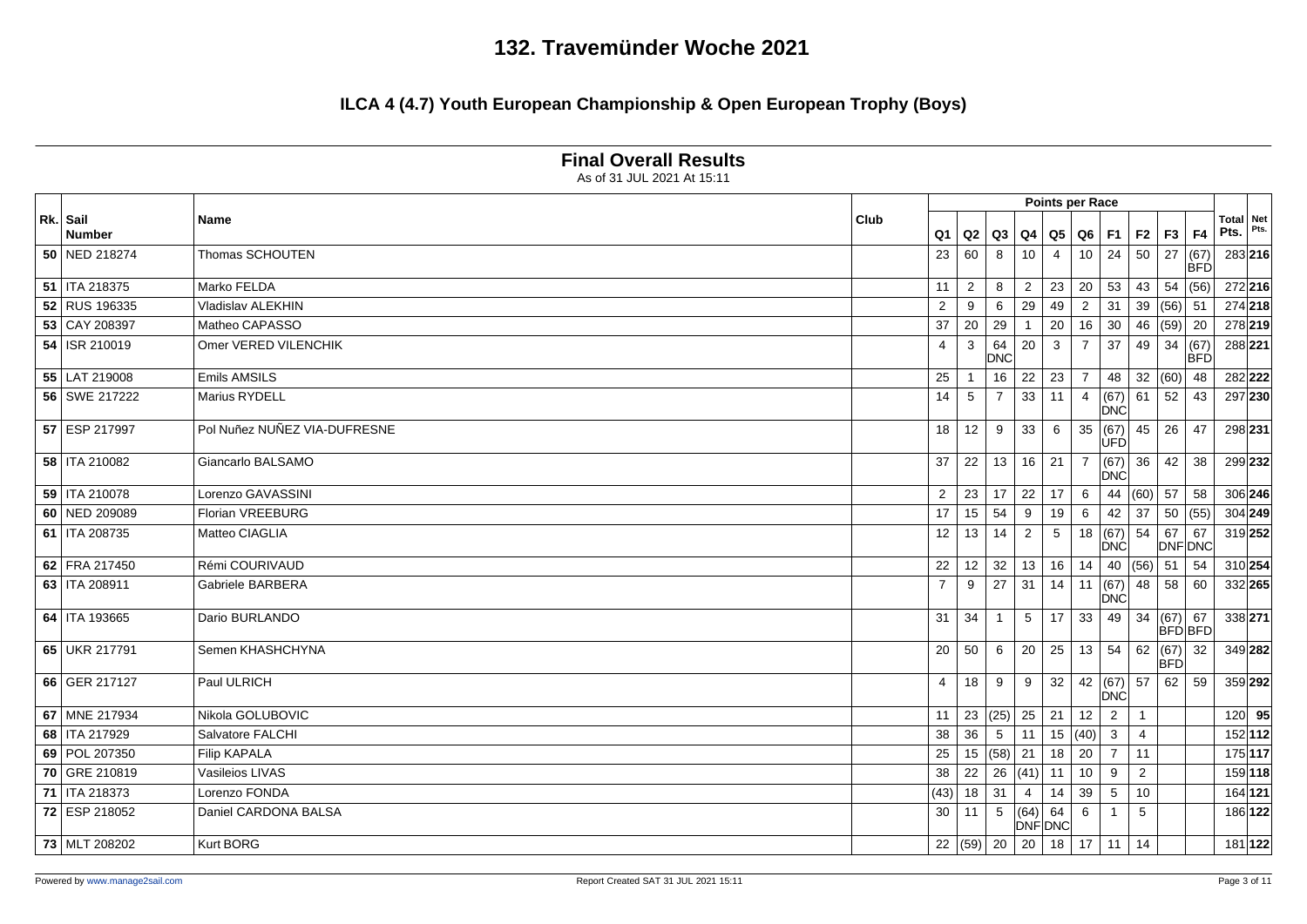# 132. Travemünder Woche 2021

## ILCA 4 (4.7) Youth European Championship & Open European Trophy (Boys)

### Final Overall Results

As of 31 JUL 2021 At 15:11

| Rk. | Sail Number | Name | Club | Q1 | Q2 | Q3 | Q4 | Q5 | Q6 | F1 | F2 | F3 | F4 | Total Pts. | Net Pts. |
|---|---|---|---|---|---|---|---|---|---|---|---|---|---|---|---|
| **50** | NED 218274 | Thomas SCHOUTEN | | 23 | 60 | 8 | 10 | 4 | 10 | 24 | 50 | 27 | (67) BFD | 283 | **216** |
| **51** | ITA 218375 | Marko FELDA | | 11 | 2 | 8 | 2 | 23 | 20 | 53 | 43 | 54 | (56) | 272 | **216** |
| **52** | RUS 196335 | Vladislav ALEKHIN | | 2 | 9 | 6 | 29 | 49 | 2 | 31 | 39 | (56) | 51 | 274 | **218** |
| **53** | CAY 208397 | Matheo CAPASSO | | 37 | 20 | 29 | 1 | 20 | 16 | 30 | 46 | (59) | 20 | 278 | **219** |
| **54** | ISR 210019 | Omer VERED VILENCHIK | | 4 | 3 | 64 DNC | 20 | 3 | 7 | 37 | 49 | 34 | (67) BFD | 288 | **221** |
| **55** | LAT 219008 | Emils AMSILS | | 25 | 1 | 16 | 22 | 23 | 7 | 48 | 32 | (60) | 48 | 282 | **222** |
| **56** | SWE 217222 | Marius RYDELL | | 14 | 5 | 7 | 33 | 11 | 4 | (67) DNC | 61 | 52 | 43 | 297 | **230** |
| **57** | ESP 217997 | Pol Nuñez NUÑEZ VIA-DUFRESNE | | 18 | 12 | 9 | 33 | 6 | 35 | (67) UFD | 45 | 26 | 47 | 298 | **231** |
| **58** | ITA 210082 | Giancarlo BALSAMO | | 37 | 22 | 13 | 16 | 21 | 7 | (67) DNC | 36 | 42 | 38 | 299 | **232** |
| **59** | ITA 210078 | Lorenzo GAVASSINI | | 2 | 23 | 17 | 22 | 17 | 6 | 44 | (60) | 57 | 58 | 306 | **246** |
| **60** | NED 209089 | Florian VREEBURG | | 17 | 15 | 54 | 9 | 19 | 6 | 42 | 37 | 50 | (55) | 304 | **249** |
| **61** | ITA 208735 | Matteo CIAGLIA | | 12 | 13 | 14 | 2 | 5 | 18 | (67) DNC | 54 | 67 DNF | 67 DNC | 319 | **252** |
| **62** | FRA 217450 | Rémi COURIVAUD | | 22 | 12 | 32 | 13 | 16 | 14 | 40 | (56) | 51 | 54 | 310 | **254** |
| **63** | ITA 208911 | Gabriele BARBERA | | 7 | 9 | 27 | 31 | 14 | 11 | (67) DNC | 48 | 58 | 60 | 332 | **265** |
| **64** | ITA 193665 | Dario BURLANDO | | 31 | 34 | 1 | 5 | 17 | 33 | 49 | 34 | (67) BFD | 67 BFD | 338 | **271** |
| **65** | UKR 217791 | Semen KHASHCHYNA | | 20 | 50 | 6 | 20 | 25 | 13 | 54 | 62 | (67) BFD | 32 | 349 | **282** |
| **66** | GER 217127 | Paul ULRICH | | 4 | 18 | 9 | 9 | 32 | 42 | (67) DNC | 57 | 62 | 59 | 359 | **292** |
| **67** | MNE 217934 | Nikola GOLUBOVIC | | 11 | 23 | (25) | 25 | 21 | 12 | 2 | 1 | | | 120 | **95** |
| **68** | ITA 217929 | Salvatore FALCHI | | 38 | 36 | 5 | 11 | 15 | (40) | 3 | 4 | | | 152 | **112** |
| **69** | POL 207350 | Filip KAPALA | | 25 | 15 | (58) | 21 | 18 | 20 | 7 | 11 | | | 175 | **117** |
| **70** | GRE 210819 | Vasileios LIVAS | | 38 | 22 | 26 | (41) | 11 | 10 | 9 | 2 | | | 159 | **118** |
| **71** | ITA 218373 | Lorenzo FONDA | | (43) | 18 | 31 | 4 | 14 | 39 | 5 | 10 | | | 164 | **121** |
| **72** | ESP 218052 | Daniel CARDONA BALSA | | 30 | 11 | 5 | (64) DNF | 64 DNC | 6 | 1 | 5 | | | 186 | **122** |
| **73** | MLT 208202 | Kurt BORG | | 22 | (59) | 20 | 20 | 18 | 17 | 11 | 14 | | | 181 | **122** |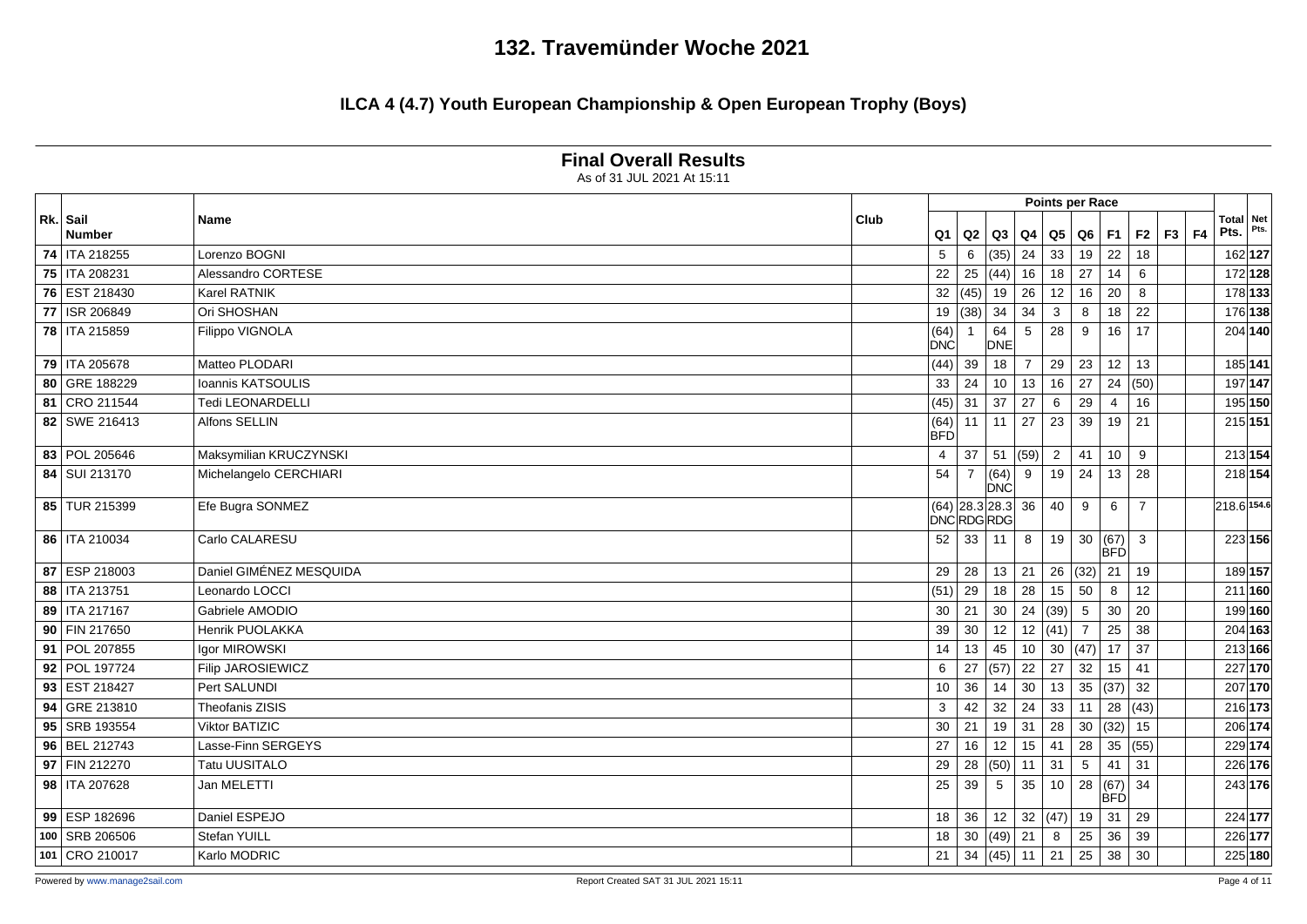# 132. Travemünder Woche 2021

## ILCA 4 (4.7) Youth European Championship & Open European Trophy (Boys)

### Final Overall Results

As of 31 JUL 2021 At 15:11

| Rk. | Sail Number | Name | Club | Q1 | Q2 | Q3 | Q4 | Q5 | Q6 | F1 | F2 | F3 | F4 | Total Pts. | Net Pts. |
|---|---|---|---|---|---|---|---|---|---|---|---|---|---|---|---|
| 74 | ITA 218255 | Lorenzo BOGNI | | 5 | 6 | (35) | 24 | 33 | 19 | 22 | 18 | | | 162 | **127** |
| 75 | ITA 208231 | Alessandro CORTESE | | 22 | 25 | (44) | 16 | 18 | 27 | 14 | 6 | | | 172 | **128** |
| 76 | EST 218430 | Karel RATNIK | | 32 | (45) | 19 | 26 | 12 | 16 | 20 | 8 | | | 178 | **133** |
| 77 | ISR 206849 | Ori SHOSHAN | | 19 | (38) | 34 | 34 | 3 | 8 | 18 | 22 | | | 176 | **138** |
| 78 | ITA 215859 | Filippo VIGNOLA | | (64) DNC | 1 | 64 DNE | 5 | 28 | 9 | 16 | 17 | | | 204 | **140** |
| 79 | ITA 205678 | Matteo PLODARI | | (44) | 39 | 18 | 7 | 29 | 23 | 12 | 13 | | | 185 | **141** |
| 80 | GRE 188229 | Ioannis KATSOULIS | | 33 | 24 | 10 | 13 | 16 | 27 | 24 | (50) | | | 197 | **147** |
| 81 | CRO 211544 | Tedi LEONARDELLI | | (45) | 31 | 37 | 27 | 6 | 29 | 4 | 16 | | | 195 | **150** |
| 82 | SWE 216413 | Alfons SELLIN | | (64) BFD | 11 | 11 | 27 | 23 | 39 | 19 | 21 | | | 215 | **151** |
| 83 | POL 205646 | Maksymilian KRUCZYNSKI | | 4 | 37 | 51 | (59) | 2 | 41 | 10 | 9 | | | 213 | **154** |
| 84 | SUI 213170 | Michelangelo CERCHIARI | | 54 | 7 | (64) DNC | 9 | 19 | 24 | 13 | 28 | | | 218 | **154** |
| 85 | TUR 215399 | Efe Bugra SONMEZ | | (64) DNC | 28.3 RDG | 28.3 RDG | 36 | 40 | 9 | 6 | 7 | | | 218.6 | **154.6** |
| 86 | ITA 210034 | Carlo CALARESU | | 52 | 33 | 11 | 8 | 19 | 30 | (67) BFD | 3 | | | 223 | **156** |
| 87 | ESP 218003 | Daniel GIMÉNEZ MESQUIDA | | 29 | 28 | 13 | 21 | 26 | (32) | 21 | 19 | | | 189 | **157** |
| 88 | ITA 213751 | Leonardo LOCCI | | (51) | 29 | 18 | 28 | 15 | 50 | 8 | 12 | | | 211 | **160** |
| 89 | ITA 217167 | Gabriele AMODIO | | 30 | 21 | 30 | 24 | (39) | 5 | 30 | 20 | | | 199 | **160** |
| 90 | FIN 217650 | Henrik PUOLAKKA | | 39 | 30 | 12 | 12 | (41) | 7 | 25 | 38 | | | 204 | **163** |
| 91 | POL 207855 | Igor MIROWSKI | | 14 | 13 | 45 | 10 | 30 | (47) | 17 | 37 | | | 213 | **166** |
| 92 | POL 197724 | Filip JAROSIEWICZ | | 6 | 27 | (57) | 22 | 27 | 32 | 15 | 41 | | | 227 | **170** |
| 93 | EST 218427 | Pert SALUNDI | | 10 | 36 | 14 | 30 | 13 | 35 | (37) | 32 | | | 207 | **170** |
| 94 | GRE 213810 | Theofanis ZISIS | | 3 | 42 | 32 | 24 | 33 | 11 | 28 | (43) | | | 216 | **173** |
| 95 | SRB 193554 | Viktor BATIZIC | | 30 | 21 | 19 | 31 | 28 | 30 | (32) | 15 | | | 206 | **174** |
| 96 | BEL 212743 | Lasse-Finn SERGEYS | | 27 | 16 | 12 | 15 | 41 | 28 | 35 | (55) | | | 229 | **174** |
| 97 | FIN 212270 | Tatu UUSITALO | | 29 | 28 | (50) | 11 | 31 | 5 | 41 | 31 | | | 226 | **176** |
| 98 | ITA 207628 | Jan MELETTI | | 25 | 39 | 5 | 35 | 10 | 28 | (67) BFD | 34 | | | 243 | **176** |
| 99 | ESP 182696 | Daniel ESPEJO | | 18 | 36 | 12 | 32 | (47) | 19 | 31 | 29 | | | 224 | **177** |
| 100 | SRB 206506 | Stefan YUILL | | 18 | 30 | (49) | 21 | 8 | 25 | 36 | 39 | | | 226 | **177** |
| 101 | CRO 210017 | Karlo MODRIC | | 21 | 34 | (45) | 11 | 21 | 25 | 38 | 30 | | | 225 | **180** |

Powered by www.manage2sail.com

Report Created SAT 31 JUL 2021 15:11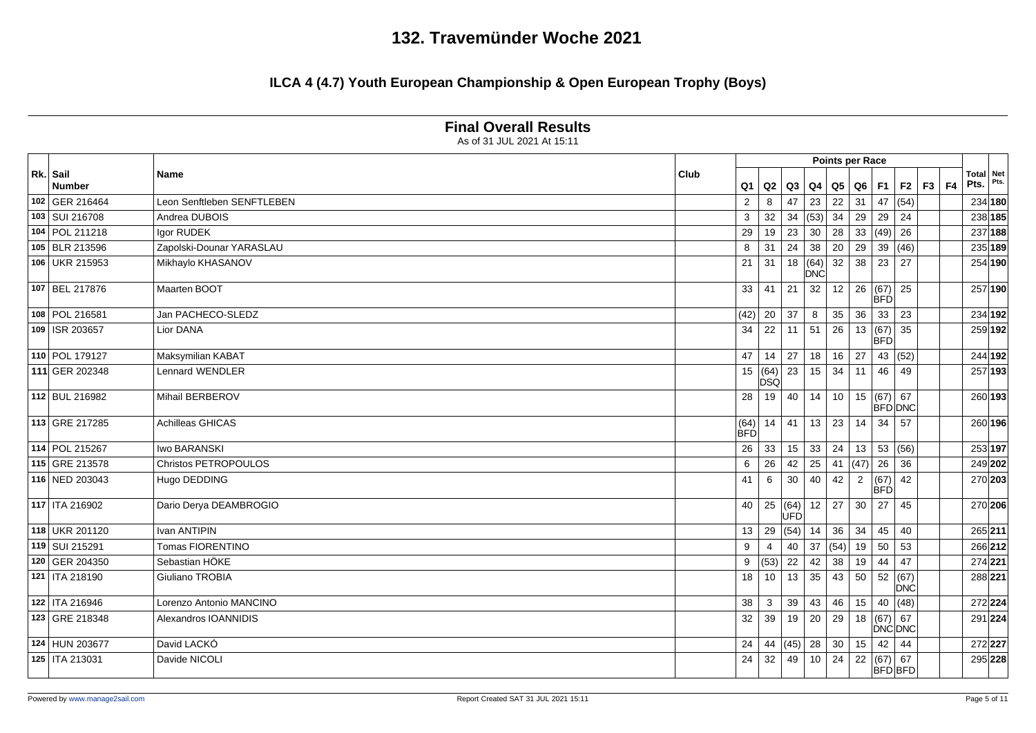# 132. Travemünder Woche 2021

## ILCA 4 (4.7) Youth European Championship & Open European Trophy (Boys)

### Final Overall Results

As of 31 JUL 2021 At 15:11

| Rk. | Sail Number | Name | Club | Q1 | Q2 | Q3 | Q4 | Q5 | Q6 | F1 | F2 | F3 | F4 | Total Pts. | Net Pts. |
|---|---|---|---|---|---|---|---|---|---|---|---|---|---|---|---|
| 102 | GER 216464 | Leon Senftleben SENFTLEBEN | | 2 | 8 | 47 | 23 | 22 | 31 | 47 | (54) | | | 234 | **180** |
| 103 | SUI 216708 | Andrea DUBOIS | | 3 | 32 | 34 | (53) | 34 | 29 | 29 | 24 | | | 238 | **185** |
| 104 | POL 211218 | Igor RUDEK | | 29 | 19 | 23 | 30 | 28 | 33 | (49) | 26 | | | 237 | **188** |
| 105 | BLR 213596 | Zapolski-Dounar YARASLAU | | 8 | 31 | 24 | 38 | 20 | 29 | 39 | (46) | | | 235 | **189** |
| 106 | UKR 215953 | Mikhaylo KHASANOV | | 21 | 31 | 18 | (64) DNC | 32 | 38 | 23 | 27 | | | 254 | **190** |
| 107 | BEL 217876 | Maarten BOOT | | 33 | 41 | 21 | 32 | 12 | 26 | (67) BFD | 25 | | | 257 | **190** |
| 108 | POL 216581 | Jan PACHECO-SLEDZ | | (42) | 20 | 37 | 8 | 35 | 36 | 33 | 23 | | | 234 | **192** |
| 109 | ISR 203657 | Lior DANA | | 34 | 22 | 11 | 51 | 26 | 13 | (67) BFD | 35 | | | 259 | **192** |
| 110 | POL 179127 | Maksymilian KABAT | | 47 | 14 | 27 | 18 | 16 | 27 | 43 | (52) | | | 244 | **192** |
| 111 | GER 202348 | Lennard WENDLER | | 15 | (64) DSQ | 23 | 15 | 34 | 11 | 46 | 49 | | | 257 | **193** |
| 112 | BUL 216982 | Mihail BERBEROV | | 28 | 19 | 40 | 14 | 10 | 15 | (67) BFD | 67 DNC | | | 260 | **193** |
| 113 | GRE 217285 | Achilleas GHICAS | | (64) BFD | 14 | 41 | 13 | 23 | 14 | 34 | 57 | | | 260 | **196** |
| 114 | POL 215267 | Iwo BARANSKI | | 26 | 33 | 15 | 33 | 24 | 13 | 53 | (56) | | | 253 | **197** |
| 115 | GRE 213578 | Christos PETROPOULOS | | 6 | 26 | 42 | 25 | 41 | (47) | 26 | 36 | | | 249 | **202** |
| 116 | NED 203043 | Hugo DEDDING | | 41 | 6 | 30 | 40 | 42 | 2 | (67) BFD | 42 | | | 270 | **203** |
| 117 | ITA 216902 | Dario Derya DEAMBROGIO | | 40 | 25 | (64) UFD | 12 | 27 | 30 | 27 | 45 | | | 270 | **206** |
| 118 | UKR 201120 | Ivan ANTIPIN | | 13 | 29 | (54) | 14 | 36 | 34 | 45 | 40 | | | 265 | **211** |
| 119 | SUI 215291 | Tomas FIORENTINO | | 9 | 4 | 40 | 37 | (54) | 19 | 50 | 53 | | | 266 | **212** |
| 120 | GER 204350 | Sebastian HÖKE | | 9 | (53) | 22 | 42 | 38 | 19 | 44 | 47 | | | 274 | **221** |
| 121 | ITA 218190 | Giuliano TROBIA | | 18 | 10 | 13 | 35 | 43 | 50 | 52 | (67) DNC | | | 288 | **221** |
| 122 | ITA 216946 | Lorenzo Antonio MANCINO | | 38 | 3 | 39 | 43 | 46 | 15 | 40 | (48) | | | 272 | **224** |
| 123 | GRE 218348 | Alexandros IOANNIDIS | | 32 | 39 | 19 | 20 | 29 | 18 | (67) DNC | 67 DNC | | | 291 | **224** |
| 124 | HUN 203677 | David LACKÓ | | 24 | 44 | (45) | 28 | 30 | 15 | 42 | 44 | | | 272 | **227** |
| 125 | ITA 213031 | Davide NICOLI | | 24 | 32 | 49 | 10 | 24 | 22 | (67) BFD | 67 BFD | | | 295 | **228** |

Powered by www.manage2sail.com

Report Created SAT 31 JUL 2021 15:11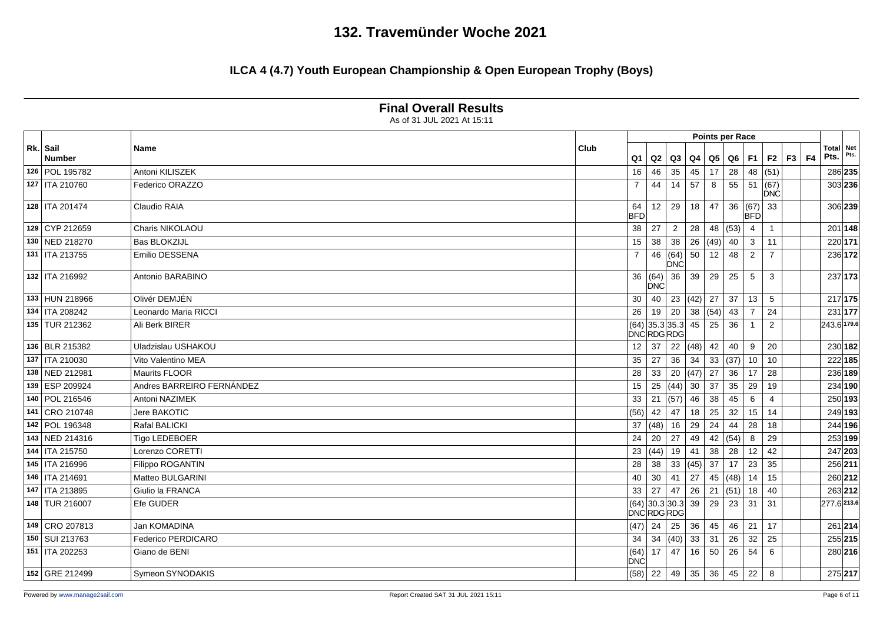# 132. Travemünder Woche 2021

## ILCA 4 (4.7) Youth European Championship & Open European Trophy (Boys)

### Final Overall Results

As of 31 JUL 2021 At 15:11

| Rk. | Sail Number | Name | Club | Q1 | Q2 | Q3 | Q4 | Q5 | Q6 | F1 | F2 | F3 | F4 | Total Pts. | Net Pts. |
|---|---|---|---|---|---|---|---|---|---|---|---|---|---|---|---|
| 126 | POL 195782 | Antoni KILISZEK | | 16 | 46 | 35 | 45 | 17 | 28 | 48 | (51) | | | 286 | **235** |
| 127 | ITA 210760 | Federico ORAZZO | | 7 | 44 | 14 | 57 | 8 | 55 | 51 | (67) DNC | | | 303 | **236** |
| 128 | ITA 201474 | Claudio RAIA | | 64 BFD | 12 | 29 | 18 | 47 | 36 | (67) BFD | 33 | | | 306 | **239** |
| 129 | CYP 212659 | Charis NIKOLAOU | | 38 | 27 | 2 | 28 | 48 | (53) | 4 | 1 | | | 201 | **148** |
| 130 | NED 218270 | Bas BLOKZIJL | | 15 | 38 | 38 | 26 | (49) | 40 | 3 | 11 | | | 220 | **171** |
| 131 | ITA 213755 | Emilio DESSENA | | 7 | 46 | (64) DNC | 50 | 12 | 48 | 2 | 7 | | | 236 | **172** |
| 132 | ITA 216992 | Antonio BARABINO | | 36 | (64) DNC | 36 | 39 | 29 | 25 | 5 | 3 | | | 237 | **173** |
| 133 | HUN 218966 | Olivér DEMJÉN | | 30 | 40 | 23 | (42) | 27 | 37 | 13 | 5 | | | 217 | **175** |
| 134 | ITA 208242 | Leonardo Maria RICCI | | 26 | 19 | 20 | 38 | (54) | 43 | 7 | 24 | | | 231 | **177** |
| 135 | TUR 212362 | Ali Berk BIRER | | (64) DNC | 35.3 RDG | 35.3 RDG | 45 | 25 | 36 | 1 | 2 | | | 243.6 | **179.6** |
| 136 | BLR 215382 | Uladzislau USHAKOU | | 12 | 37 | 22 | (48) | 42 | 40 | 9 | 20 | | | 230 | **182** |
| 137 | ITA 210030 | Vito Valentino MEA | | 35 | 27 | 36 | 34 | 33 | (37) | 10 | 10 | | | 222 | **185** |
| 138 | NED 212981 | Maurits FLOOR | | 28 | 33 | 20 | (47) | 27 | 36 | 17 | 28 | | | 236 | **189** |
| 139 | ESP 209924 | Andres BARREIRO FERNÁNDEZ | | 15 | 25 | (44) | 30 | 37 | 35 | 29 | 19 | | | 234 | **190** |
| 140 | POL 216546 | Antoni NAZIMEK | | 33 | 21 | (57) | 46 | 38 | 45 | 6 | 4 | | | 250 | **193** |
| 141 | CRO 210748 | Jere BAKOTIC | | (56) | 42 | 47 | 18 | 25 | 32 | 15 | 14 | | | 249 | **193** |
| 142 | POL 196348 | Rafal BALICKI | | 37 | (48) | 16 | 29 | 24 | 44 | 28 | 18 | | | 244 | **196** |
| 143 | NED 214316 | Tigo LEDEBOER | | 24 | 20 | 27 | 49 | 42 | (54) | 8 | 29 | | | 253 | **199** |
| 144 | ITA 215750 | Lorenzo CORETTI | | 23 | (44) | 19 | 41 | 38 | 28 | 12 | 42 | | | 247 | **203** |
| 145 | ITA 216996 | Filippo ROGANTIN | | 28 | 38 | 33 | (45) | 37 | 17 | 23 | 35 | | | 256 | **211** |
| 146 | ITA 214691 | Matteo BULGARINI | | 40 | 30 | 41 | 27 | 45 | (48) | 14 | 15 | | | 260 | **212** |
| 147 | ITA 213895 | Giulio la FRANCA | | 33 | 27 | 47 | 26 | 21 | (51) | 18 | 40 | | | 263 | **212** |
| 148 | TUR 216007 | Efe GUDER | | (64) DNC | 30.3 RDG | 30.3 RDG | 39 | 29 | 23 | 31 | 31 | | | 277.6 | **213.6** |
| 149 | CRO 207813 | Jan KOMADINA | | (47) | 24 | 25 | 36 | 45 | 46 | 21 | 17 | | | 261 | **214** |
| 150 | SUI 213763 | Federico PERDICARO | | 34 | 34 | (40) | 33 | 31 | 26 | 32 | 25 | | | 255 | **215** |
| 151 | ITA 202253 | Giano de BENI | | (64) DNC | 17 | 47 | 16 | 50 | 26 | 54 | 6 | | | 280 | **216** |
| 152 | GRE 212499 | Symeon SYNODAKIS | | (58) | 22 | 49 | 35 | 36 | 45 | 22 | 8 | | | 275 | **217** |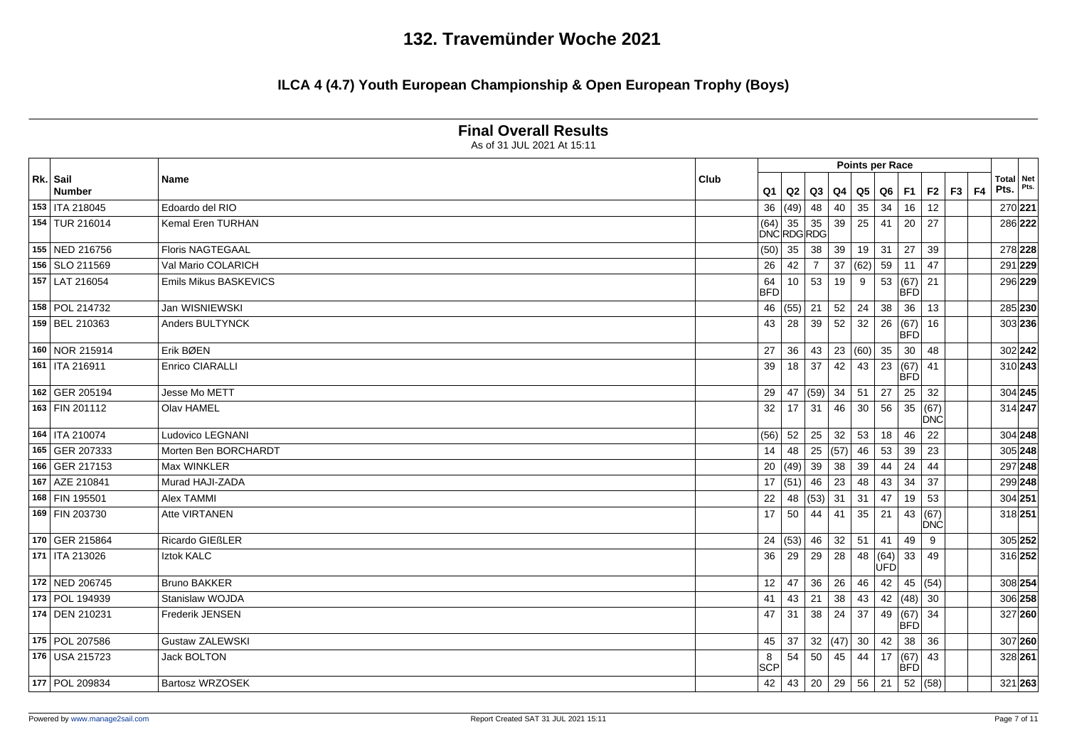# 132. Travemünder Woche 2021

## ILCA 4 (4.7) Youth European Championship & Open European Trophy (Boys)

### Final Overall Results

As of 31 JUL 2021 At 15:11

| Rk. | Sail Number | Name | Club | Q1 | Q2 | Q3 | Q4 | Q5 | Q6 | F1 | F2 | F3 | F4 | Total Pts. | Net Pts. |
|---|---|---|---|---|---|---|---|---|---|---|---|---|---|---|---|
| 153 | ITA 218045 | Edoardo del RIO | | 36 | (49) | 48 | 40 | 35 | 34 | 16 | 12 | | | 270 | **221** |
| 154 | TUR 216014 | Kemal Eren TURHAN | | (64) DNC | 35 RDG | 35 RDG | 39 | 25 | 41 | 20 | 27 | | | 286 | **222** |
| 155 | NED 216756 | Floris NAGTEGAAL | | (50) | 35 | 38 | 39 | 19 | 31 | 27 | 39 | | | 278 | **228** |
| 156 | SLO 211569 | Val Mario COLARICH | | 26 | 42 | 7 | 37 | (62) | 59 | 11 | 47 | | | 291 | **229** |
| 157 | LAT 216054 | Emils Mikus BASKEVICS | | 64 BFD | 10 | 53 | 19 | 9 | 53 | (67) BFD | 21 | | | 296 | **229** |
| 158 | POL 214732 | Jan WISNIEWSKI | | 46 | (55) | 21 | 52 | 24 | 38 | 36 | 13 | | | 285 | **230** |
| 159 | BEL 210363 | Anders BULTYNCK | | 43 | 28 | 39 | 52 | 32 | 26 | (67) BFD | 16 | | | 303 | **236** |
| 160 | NOR 215914 | Erik BØEN | | 27 | 36 | 43 | 23 | (60) | 35 | 30 | 48 | | | 302 | **242** |
| 161 | ITA 216911 | Enrico CIARALLI | | 39 | 18 | 37 | 42 | 43 | 23 | (67) BFD | 41 | | | 310 | **243** |
| 162 | GER 205194 | Jesse Mo METT | | 29 | 47 | (59) | 34 | 51 | 27 | 25 | 32 | | | 304 | **245** |
| 163 | FIN 201112 | Olav HAMEL | | 32 | 17 | 31 | 46 | 30 | 56 | 35 | (67) DNC | | | 314 | **247** |
| 164 | ITA 210074 | Ludovico LEGNANI | | (56) | 52 | 25 | 32 | 53 | 18 | 46 | 22 | | | 304 | **248** |
| 165 | GER 207333 | Morten Ben BORCHARDT | | 14 | 48 | 25 | (57) | 46 | 53 | 39 | 23 | | | 305 | **248** |
| 166 | GER 217153 | Max WINKLER | | 20 | (49) | 39 | 38 | 39 | 44 | 24 | 44 | | | 297 | **248** |
| 167 | AZE 210841 | Murad HAJI-ZADA | | 17 | (51) | 46 | 23 | 48 | 43 | 34 | 37 | | | 299 | **248** |
| 168 | FIN 195501 | Alex TAMMI | | 22 | 48 | (53) | 31 | 31 | 47 | 19 | 53 | | | 304 | **251** |
| 169 | FIN 203730 | Atte VIRTANEN | | 17 | 50 | 44 | 41 | 35 | 21 | 43 | (67) DNC | | | 318 | **251** |
| 170 | GER 215864 | Ricardo GIEßLER | | 24 | (53) | 46 | 32 | 51 | 41 | 49 | 9 | | | 305 | **252** |
| 171 | ITA 213026 | Iztok KALC | | 36 | 29 | 29 | 28 | 48 | (64) UFD | 33 | 49 | | | 316 | **252** |
| 172 | NED 206745 | Bruno BAKKER | | 12 | 47 | 36 | 26 | 46 | 42 | 45 | (54) | | | 308 | **254** |
| 173 | POL 194939 | Stanislaw WOJDA | | 41 | 43 | 21 | 38 | 43 | 42 | (48) | 30 | | | 306 | **258** |
| 174 | DEN 210231 | Frederik JENSEN | | 47 | 31 | 38 | 24 | 37 | 49 | (67) BFD | 34 | | | 327 | **260** |
| 175 | POL 207586 | Gustaw ZALEWSKI | | 45 | 37 | 32 | (47) | 30 | 42 | 38 | 36 | | | 307 | **260** |
| 176 | USA 215723 | Jack BOLTON | | 8 SCP | 54 | 50 | 45 | 44 | 17 | (67) BFD | 43 | | | 328 | **261** |
| 177 | POL 209834 | Bartosz WRZOSEK | | 42 | 43 | 20 | 29 | 56 | 21 | 52 | (58) | | | 321 | **263** |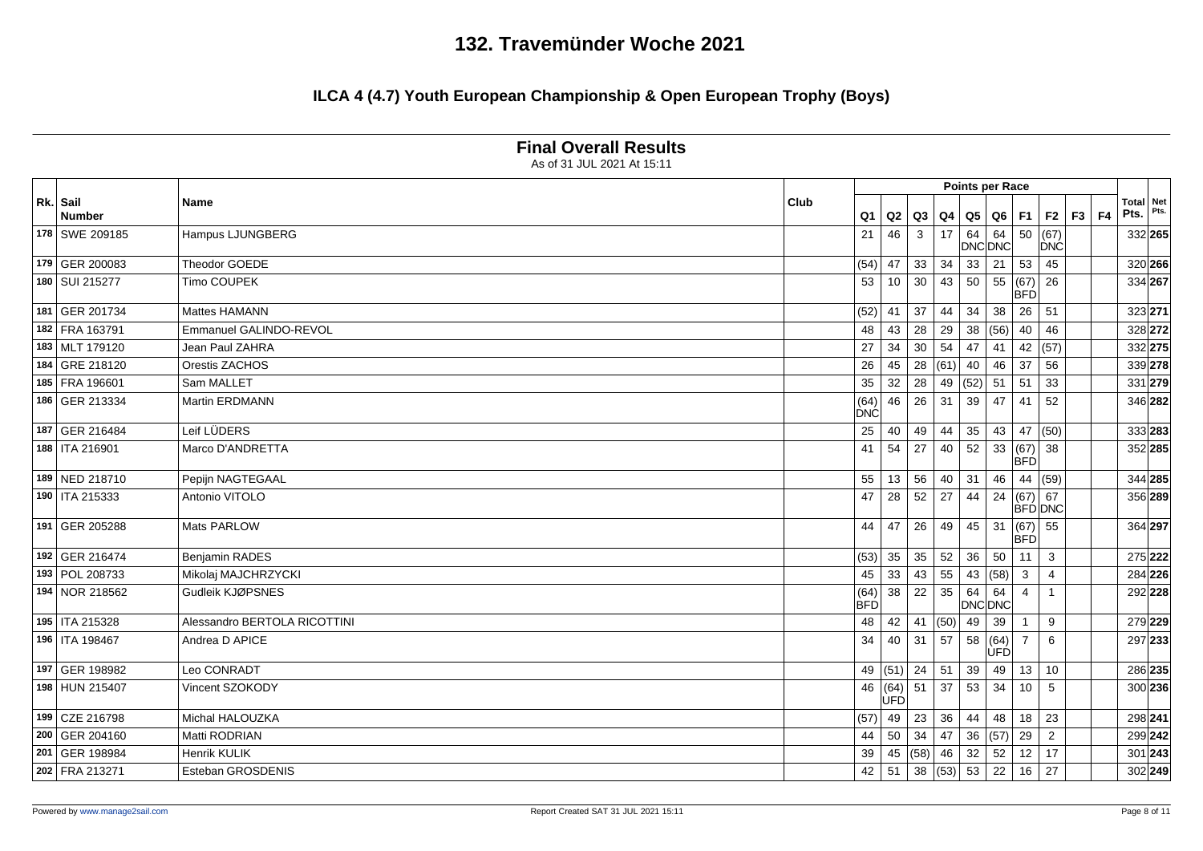# 132. Travemünder Woche 2021

## ILCA 4 (4.7) Youth European Championship & Open European Trophy (Boys)

### Final Overall Results

As of 31 JUL 2021 At 15:11

| Rk. | Sail Number | Name | Club | Q1 | Q2 | Q3 | Q4 | Q5 | Q6 | F1 | F2 | F3 | F4 | Total Pts. | Net Pts. |
|---|---|---|---|---|---|---|---|---|---|---|---|---|---|---|---|
| 178 | SWE 209185 | Hampus LJUNGBERG | | 21 | 46 | 3 | 17 | 64 DNC | 64 DNC | 50 | (67) DNC | | | 332 | **265** |
| 179 | GER 200083 | Theodor GOEDE | | (54) | 47 | 33 | 34 | 33 | 21 | 53 | 45 | | | 320 | **266** |
| 180 | SUI 215277 | Timo COUPEK | | 53 | 10 | 30 | 43 | 50 | 55 | (67) BFD | 26 | | | 334 | **267** |
| 181 | GER 201734 | Mattes HAMANN | | (52) | 41 | 37 | 44 | 34 | 38 | 26 | 51 | | | 323 | **271** |
| 182 | FRA 163791 | Emmanuel GALINDO-REVOL | | 48 | 43 | 28 | 29 | 38 | (56) | 40 | 46 | | | 328 | **272** |
| 183 | MLT 179120 | Jean Paul ZAHRA | | 27 | 34 | 30 | 54 | 47 | 41 | 42 | (57) | | | 332 | **275** |
| 184 | GRE 218120 | Orestis ZACHOS | | 26 | 45 | 28 | (61) | 40 | 46 | 37 | 56 | | | 339 | **278** |
| 185 | FRA 196601 | Sam MALLET | | 35 | 32 | 28 | 49 | (52) | 51 | 51 | 33 | | | 331 | **279** |
| 186 | GER 213334 | Martin ERDMANN | | (64) DNC | 46 | 26 | 31 | 39 | 47 | 41 | 52 | | | 346 | **282** |
| 187 | GER 216484 | Leif LÜDERS | | 25 | 40 | 49 | 44 | 35 | 43 | 47 | (50) | | | 333 | **283** |
| 188 | ITA 216901 | Marco D'ANDRETTA | | 41 | 54 | 27 | 40 | 52 | 33 | (67) BFD | 38 | | | 352 | **285** |
| 189 | NED 218710 | Pepijn NAGTEGAAL | | 55 | 13 | 56 | 40 | 31 | 46 | 44 | (59) | | | 344 | **285** |
| 190 | ITA 215333 | Antonio VITOLO | | 47 | 28 | 52 | 27 | 44 | 24 | (67) BFD | 67 DNC | | | 356 | **289** |
| 191 | GER 205288 | Mats PARLOW | | 44 | 47 | 26 | 49 | 45 | 31 | (67) BFD | 55 | | | 364 | **297** |
| 192 | GER 216474 | Benjamin RADES | | (53) | 35 | 35 | 52 | 36 | 50 | 11 | 3 | | | 275 | **222** |
| 193 | POL 208733 | Mikolaj MAJCHRZYCKI | | 45 | 33 | 43 | 55 | 43 | (58) | 3 | 4 | | | 284 | **226** |
| 194 | NOR 218562 | Gudleik KJØPSNES | | (64) BFD | 38 | 22 | 35 | 64 DNC | 64 DNC | 4 | 1 | | | 292 | **228** |
| 195 | ITA 215328 | Alessandro BERTOLA RICOTTINI | | 48 | 42 | 41 | (50) | 49 | 39 | 1 | 9 | | | 279 | **229** |
| 196 | ITA 198467 | Andrea D APICE | | 34 | 40 | 31 | 57 | 58 | (64) UFD | 7 | 6 | | | 297 | **233** |
| 197 | GER 198982 | Leo CONRADT | | 49 | (51) | 24 | 51 | 39 | 49 | 13 | 10 | | | 286 | **235** |
| 198 | HUN 215407 | Vincent SZOKODY | | 46 | (64) UFD | 51 | 37 | 53 | 34 | 10 | 5 | | | 300 | **236** |
| 199 | CZE 216798 | Michal HALOUZKA | | (57) | 49 | 23 | 36 | 44 | 48 | 18 | 23 | | | 298 | **241** |
| 200 | GER 204160 | Matti RODRIAN | | 44 | 50 | 34 | 47 | 36 | (57) | 29 | 2 | | | 299 | **242** |
| 201 | GER 198984 | Henrik KULIK | | 39 | 45 | (58) | 46 | 32 | 52 | 12 | 17 | | | 301 | **243** |
| 202 | FRA 213271 | Esteban GROSDENIS | | 42 | 51 | 38 | (53) | 53 | 22 | 16 | 27 | | | 302 | **249** |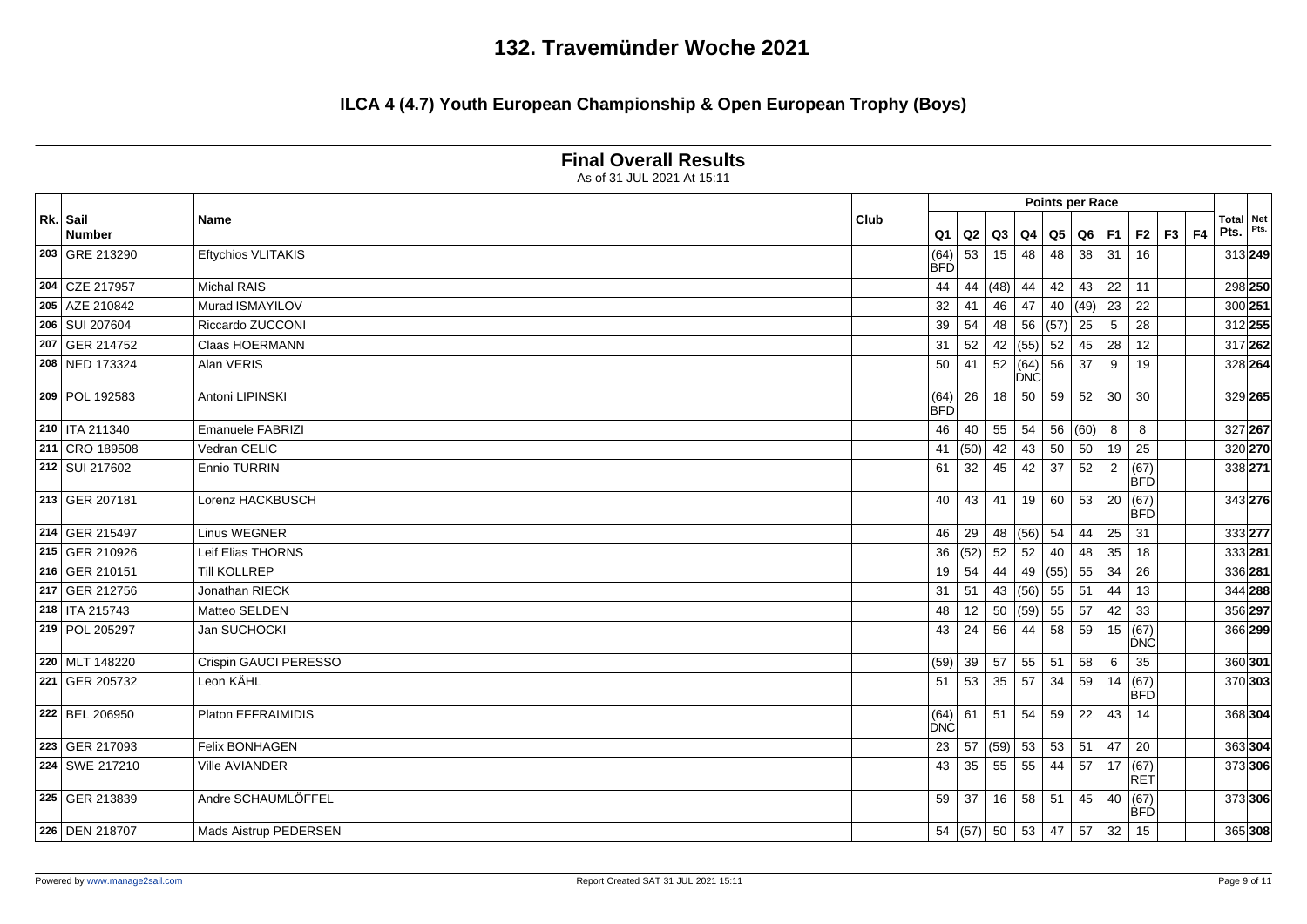# 132. Travemünder Woche 2021

## ILCA 4 (4.7) Youth European Championship & Open European Trophy (Boys)

### Final Overall Results

As of 31 JUL 2021 At 15:11

| Rk. | Sail Number | Name | Club | Q1 | Q2 | Q3 | Q4 | Q5 | Q6 | F1 | F2 | F3 | F4 | Total Pts. | Net Pts. |
|---|---|---|---|---|---|---|---|---|---|---|---|---|---|---|---|
| 203 | GRE 213290 | Eftychios VLITAKIS | | (64) BFD | 53 | 15 | 48 | 48 | 38 | 31 | 16 | | | 313 | **249** |
| 204 | CZE 217957 | Michal RAIS | | 44 | 44 | (48) | 44 | 42 | 43 | 22 | 11 | | | 298 | **250** |
| 205 | AZE 210842 | Murad ISMAYILOV | | 32 | 41 | 46 | 47 | 40 | (49) | 23 | 22 | | | 300 | **251** |
| 206 | SUI 207604 | Riccardo ZUCCONI | | 39 | 54 | 48 | 56 | (57) | 25 | 5 | 28 | | | 312 | **255** |
| 207 | GER 214752 | Claas HOERMANN | | 31 | 52 | 42 | (55) | 52 | 45 | 28 | 12 | | | 317 | **262** |
| 208 | NED 173324 | Alan VERIS | | 50 | 41 | 52 | (64) DNC | 56 | 37 | 9 | 19 | | | 328 | **264** |
| 209 | POL 192583 | Antoni LIPINSKI | | (64) BFD | 26 | 18 | 50 | 59 | 52 | 30 | 30 | | | 329 | **265** |
| 210 | ITA 211340 | Emanuele FABRIZI | | 46 | 40 | 55 | 54 | 56 | (60) | 8 | 8 | | | 327 | **267** |
| 211 | CRO 189508 | Vedran CELIC | | 41 | (50) | 42 | 43 | 50 | 50 | 19 | 25 | | | 320 | **270** |
| 212 | SUI 217602 | Ennio TURRIN | | 61 | 32 | 45 | 42 | 37 | 52 | 2 | (67) BFD | | | 338 | **271** |
| 213 | GER 207181 | Lorenz HACKBUSCH | | 40 | 43 | 41 | 19 | 60 | 53 | 20 | (67) BFD | | | 343 | **276** |
| 214 | GER 215497 | Linus WEGNER | | 46 | 29 | 48 | (56) | 54 | 44 | 25 | 31 | | | 333 | **277** |
| 215 | GER 210926 | Leif Elias THORNS | | 36 | (52) | 52 | 52 | 40 | 48 | 35 | 18 | | | 333 | **281** |
| 216 | GER 210151 | Till KOLLREP | | 19 | 54 | 44 | 49 | (55) | 55 | 34 | 26 | | | 336 | **281** |
| 217 | GER 212756 | Jonathan RIECK | | 31 | 51 | 43 | (56) | 55 | 51 | 44 | 13 | | | 344 | **288** |
| 218 | ITA 215743 | Matteo SELDEN | | 48 | 12 | 50 | (59) | 55 | 57 | 42 | 33 | | | 356 | **297** |
| 219 | POL 205297 | Jan SUCHOCKI | | 43 | 24 | 56 | 44 | 58 | 59 | 15 | (67) DNC | | | 366 | **299** |
| 220 | MLT 148220 | Crispin GAUCI PERESSO | | (59) | 39 | 57 | 55 | 51 | 58 | 6 | 35 | | | 360 | **301** |
| 221 | GER 205732 | Leon KÄHL | | 51 | 53 | 35 | 57 | 34 | 59 | 14 | (67) BFD | | | 370 | **303** |
| 222 | BEL 206950 | Platon EFFRAIMIDIS | | (64) DNC | 61 | 51 | 54 | 59 | 22 | 43 | 14 | | | 368 | **304** |
| 223 | GER 217093 | Felix BONHAGEN | | 23 | 57 | (59) | 53 | 53 | 51 | 47 | 20 | | | 363 | **304** |
| 224 | SWE 217210 | Ville AVIANDER | | 43 | 35 | 55 | 55 | 44 | 57 | 17 | (67) RET | | | 373 | **306** |
| 225 | GER 213839 | Andre SCHAUMLÖFFEL | | 59 | 37 | 16 | 58 | 51 | 45 | 40 | (67) BFD | | | 373 | **306** |
| 226 | DEN 218707 | Mads Aistrup PEDERSEN | | 54 | (57) | 50 | 53 | 47 | 57 | 32 | 15 | | | 365 | **308** |

Powered by www.manage2sail.com

Report Created SAT 31 JUL 2021 15:11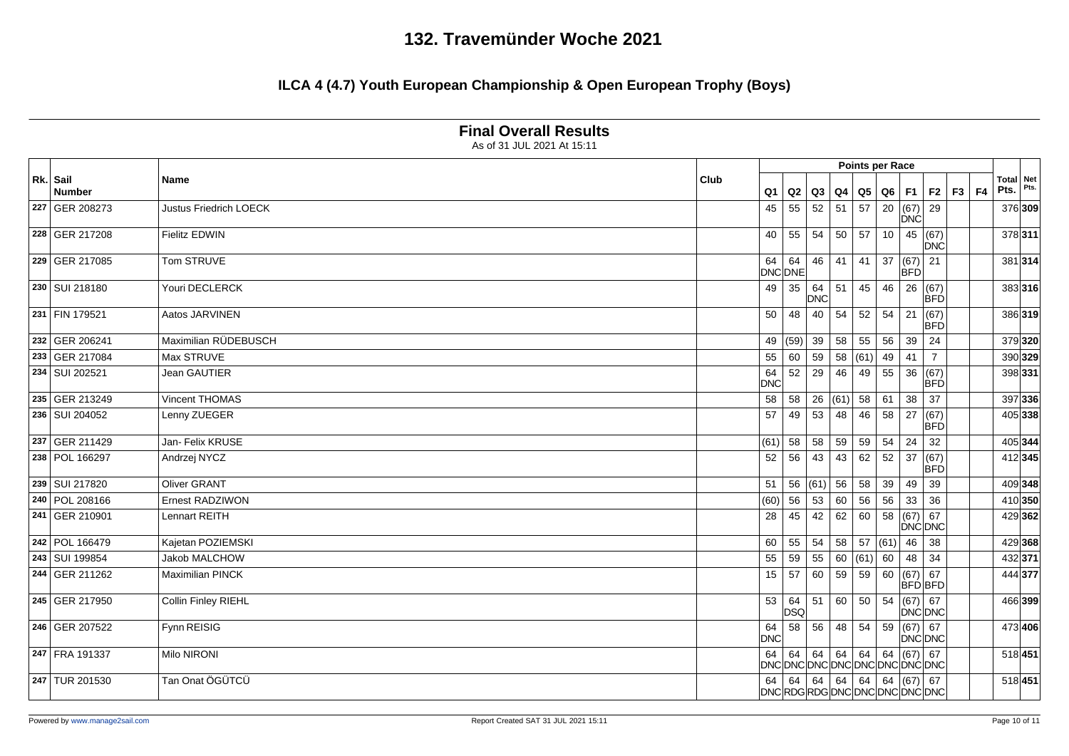# 132. Travemünder Woche 2021

## ILCA 4 (4.7) Youth European Championship & Open European Trophy (Boys)

### Final Overall Results

As of 31 JUL 2021 At 15:11

| Rk. | Sail Number | Name | Club | Q1 | Q2 | Q3 | Q4 | Q5 | Q6 | F1 | F2 | F3 | F4 | Total Pts. | Net Pts. |
|---|---|---|---|---|---|---|---|---|---|---|---|---|---|---|---|
| 227 | GER 208273 | Justus Friedrich LOECK | | 45 | 55 | 52 | 51 | 57 | 20 | (67) DNC | 29 | | | 376 | **309** |
| 228 | GER 217208 | Fielitz EDWIN | | 40 | 55 | 54 | 50 | 57 | 10 | 45 | (67) DNC | | | 378 | **311** |
| 229 | GER 217085 | Tom STRUVE | | 64 DNC | 64 DNE | 46 | 41 | 41 | 37 | (67) BFD | 21 | | | 381 | **314** |
| 230 | SUI 218180 | Youri DECLERCK | | 49 | 35 | 64 DNC | 51 | 45 | 46 | 26 | (67) BFD | | | 383 | **316** |
| 231 | FIN 179521 | Aatos JARVINEN | | 50 | 48 | 40 | 54 | 52 | 54 | 21 | (67) BFD | | | 386 | **319** |
| 232 | GER 206241 | Maximilian RÜDEBUSCH | | 49 | (59) | 39 | 58 | 55 | 56 | 39 | 24 | | | 379 | **320** |
| 233 | GER 217084 | Max STRUVE | | 55 | 60 | 59 | 58 | (61) | 49 | 41 | 7 | | | 390 | **329** |
| 234 | SUI 202521 | Jean GAUTIER | | 64 DNC | 52 | 29 | 46 | 49 | 55 | 36 | (67) BFD | | | 398 | **331** |
| 235 | GER 213249 | Vincent THOMAS | | 58 | 58 | 26 | (61) | 58 | 61 | 38 | 37 | | | 397 | **336** |
| 236 | SUI 204052 | Lenny ZUEGER | | 57 | 49 | 53 | 48 | 46 | 58 | 27 | (67) BFD | | | 405 | **338** |
| 237 | GER 211429 | Jan- Felix KRUSE | | (61) | 58 | 58 | 59 | 59 | 54 | 24 | 32 | | | 405 | **344** |
| 238 | POL 166297 | Andrzej NYCZ | | 52 | 56 | 43 | 43 | 62 | 52 | 37 | (67) BFD | | | 412 | **345** |
| 239 | SUI 217820 | Oliver GRANT | | 51 | 56 | (61) | 56 | 58 | 39 | 49 | 39 | | | 409 | **348** |
| 240 | POL 208166 | Ernest RADZIWON | | (60) | 56 | 53 | 60 | 56 | 56 | 33 | 36 | | | 410 | **350** |
| 241 | GER 210901 | Lennart REITH | | 28 | 45 | 42 | 62 | 60 | 58 | (67) DNC | 67 DNC | | | 429 | **362** |
| 242 | POL 166479 | Kajetan POZIEMSKI | | 60 | 55 | 54 | 58 | 57 | (61) | 46 | 38 | | | 429 | **368** |
| 243 | SUI 199854 | Jakob MALCHOW | | 55 | 59 | 55 | 60 | (61) | 60 | 48 | 34 | | | 432 | **371** |
| 244 | GER 211262 | Maximilian PINCK | | 15 | 57 | 60 | 59 | 59 | 60 | (67) BFD | 67 BFD | | | 444 | **377** |
| 245 | GER 217950 | Collin Finley RIEHL | | 53 | 64 DSQ | 51 | 60 | 50 | 54 | (67) DNC | 67 DNC | | | 466 | **399** |
| 246 | GER 207522 | Fynn REISIG | | 64 DNC | 58 | 56 | 48 | 54 | 59 | (67) DNC | 67 DNC | | | 473 | **406** |
| 247 | FRA 191337 | Milo NIRONI | | 64 DNC | 64 DNC | 64 DNC | 64 DNC | 64 DNC | 64 DNC | (67) DNC | 67 DNC | | | 518 | **451** |
| 247 | TUR 201530 | Tan Onat ÖGÜTCÜ | | 64 DNC | 64 RDG | 64 RDG | 64 DNC | 64 DNC | 64 DNC | (67) DNC | 67 DNC | | | 518 | **451** |

Powered by www.manage2sail.com

Report Created SAT 31 JUL 2021 15:11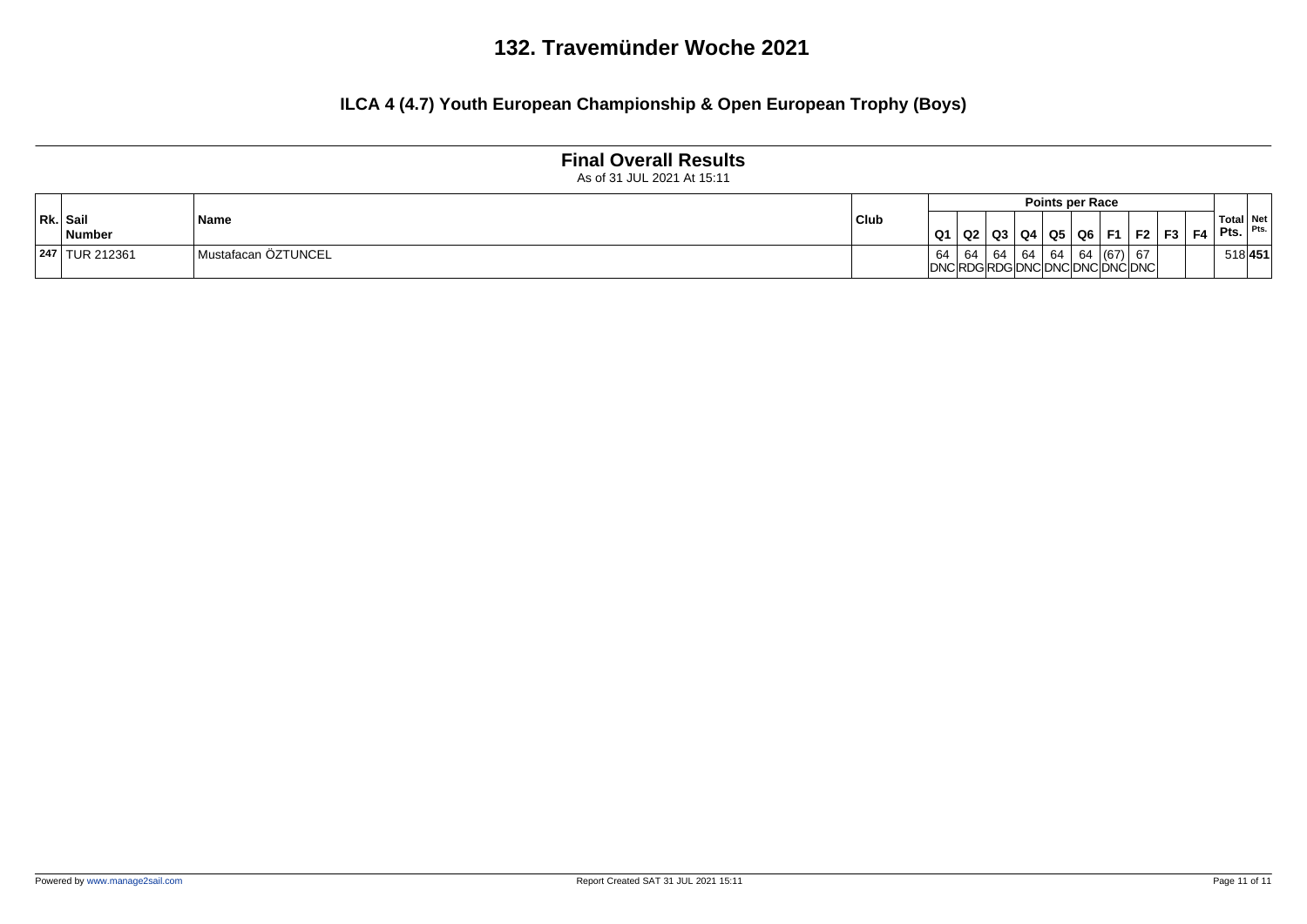# 132. Travemünder Woche 2021

## ILCA 4 (4.7) Youth European Championship & Open European Trophy (Boys)

### Final Overall Results

As of 31 JUL 2021 At 15:11

| Rk. | Sail Number | Name | Club | Points per Race | | | | | | | | | | Total Pts. | Net Pts. |
|---|---|---|---|---|---|---|---|---|---|---|---|---|---|---|---|
| | | | | Q1 | Q2 | Q3 | Q4 | Q5 | Q6 | F1 | F2 | F3 | F4 | | |
| 247 | TUR 212361 | Mustafacan ÖZTUNCEL | | 64 DNC | 64 RDG | 64 RDG | 64 DNC | 64 DNC | 64 DNC | (67) DNC | 67 DNC | | | 518 | **451** |